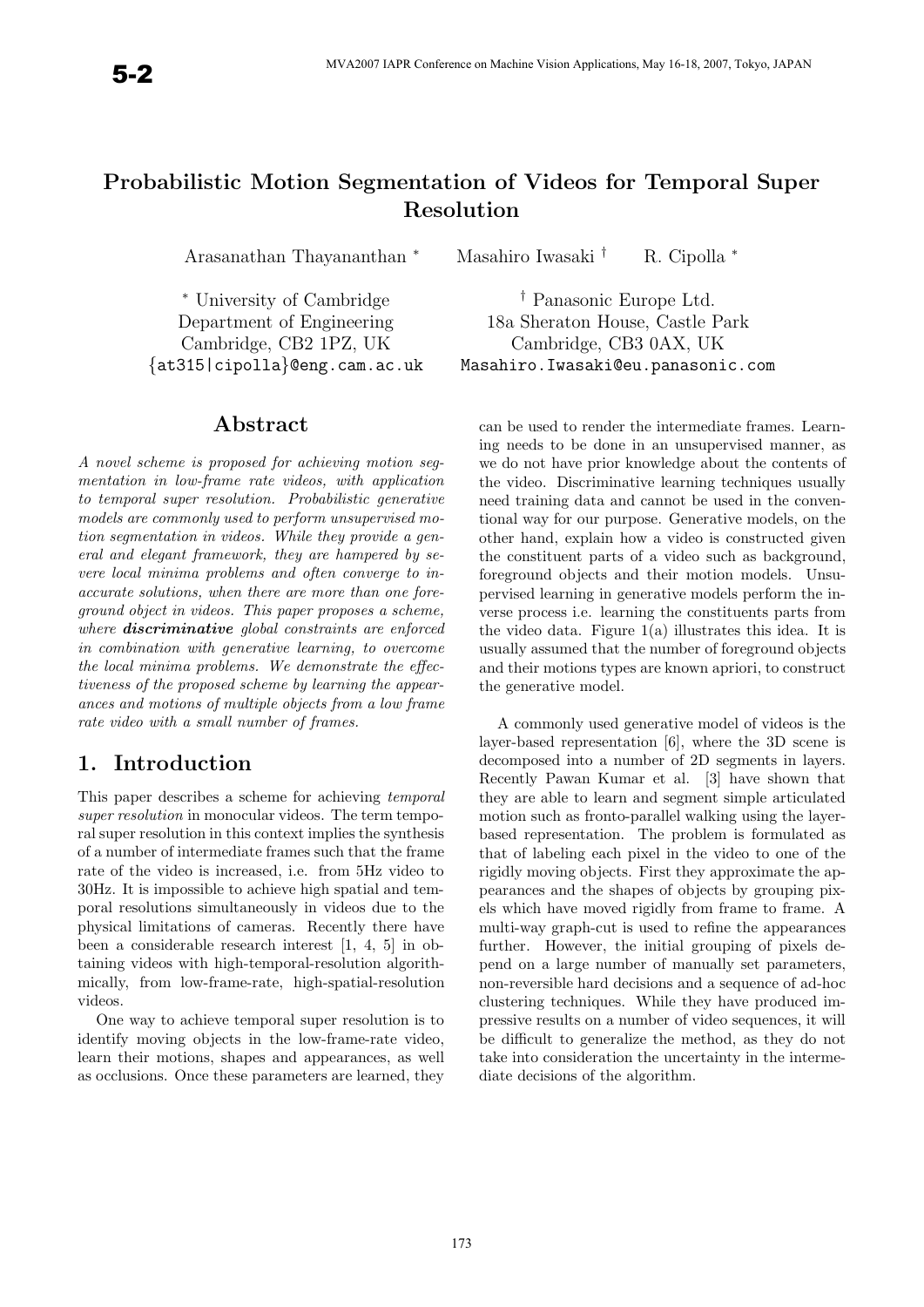# Probabilistic Motion Segmentation of Videos for Temporal Super Resolution

Arasanathan Thayananthan [*] Masahiro Iwasaki [†] R. Cipolla [*]

[*] University of Cambridge
Department of Engineering
Cambridge, CB2 1PZ, UK
{at315|cipolla}@eng.cam.ac.uk

[†] Panasonic Europe Ltd.
18a Sheraton House, Castle Park
Cambridge, CB3 0AX, UK
Masahiro.Iwasaki@eu.panasonic.com

## Abstract

*A novel scheme is proposed for achieving motion segmentation in low-frame rate videos, with application to temporal super resolution. Probabilistic generative models are commonly used to perform unsupervised motion segmentation in videos. While they provide a general and elegant framework, they are hampered by severe local minima problems and often converge to inaccurate solutions, when there are more than one foreground object in videos. This paper proposes a scheme, where* ***discriminative*** *global constraints are enforced in combination with generative learning, to overcome the local minima problems. We demonstrate the effectiveness of the proposed scheme by learning the appearances and motions of multiple objects from a low frame rate video with a small number of frames.*

## 1. Introduction

This paper describes a scheme for achieving *temporal super resolution* in monocular videos. The term temporal super resolution in this context implies the synthesis of a number of intermediate frames such that the frame rate of the video is increased, i.e. from 5Hz video to 30Hz. It is impossible to achieve high spatial and temporal resolutions simultaneously in videos due to the physical limitations of cameras. Recently there have been a considerable research interest [1, 4, 5] in obtaining videos with high-temporal-resolution algorithmically, from low-frame-rate, high-spatial-resolution videos.

One way to achieve temporal super resolution is to identify moving objects in the low-frame-rate video, learn their motions, shapes and appearances, as well as occlusions. Once these parameters are learned, they can be used to render the intermediate frames. Learning needs to be done in an unsupervised manner, as we do not have prior knowledge about the contents of the video. Discriminative learning techniques usually need training data and cannot be used in the conventional way for our purpose. Generative models, on the other hand, explain how a video is constructed given the constituent parts of a video such as background, foreground objects and their motion models. Unsupervised learning in generative models perform the inverse process i.e. learning the constituents parts from the video data. Figure 1(a) illustrates this idea. It is usually assumed that the number of foreground objects and their motions types are known apriori, to construct the generative model.

A commonly used generative model of videos is the layer-based representation [6], where the 3D scene is decomposed into a number of 2D segments in layers. Recently Pawan Kumar et al. [3] have shown that they are able to learn and segment simple articulated motion such as fronto-parallel walking using the layer-based representation. The problem is formulated as that of labeling each pixel in the video to one of the rigidly moving objects. First they approximate the appearances and the shapes of objects by grouping pixels which have moved rigidly from frame to frame. A multi-way graph-cut is used to refine the appearances further. However, the initial grouping of pixels depend on a large number of manually set parameters, non-reversible hard decisions and a sequence of ad-hoc clustering techniques. While they have produced impressive results on a number of video sequences, it will be difficult to generalize the method, as they do not take into consideration the uncertainty in the intermediate decisions of the algorithm.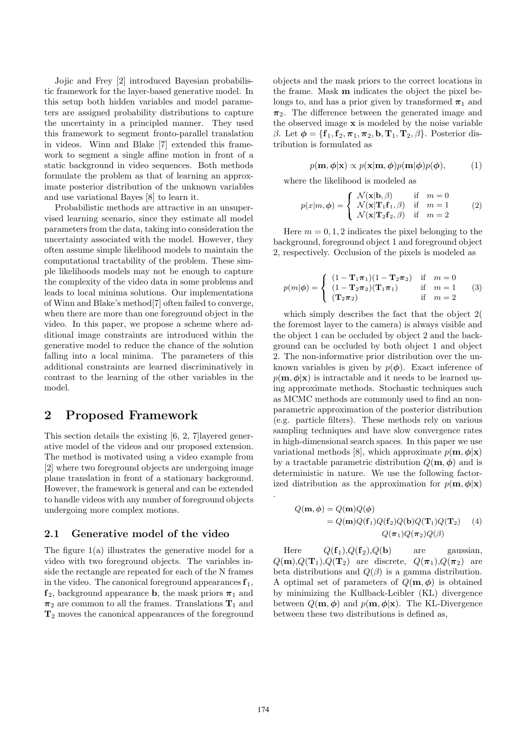Jojic and Frey [2] introduced Bayesian probabilistic framework for the layer-based generative model. In this setup both hidden variables and model parameters are assigned probability distributions to capture the uncertainty in a principled manner. They used this framework to segment fronto-parallel translation in videos. Winn and Blake [7] extended this framework to segment a single affine motion in front of a static background in video sequences. Both methods formulate the problem as that of learning an approximate posterior distribution of the unknown variables and use variational Bayes [8] to learn it.

Probabilistic methods are attractive in an unsupervised learning scenario, since they estimate all model parameters from the data, taking into consideration the uncertainty associated with the model. However, they often assume simple likelihood models to maintain the computational tractability of the problem. These simple likelihoods models may not be enough to capture the complexity of the video data in some problems and leads to local minima solutions. Our implementations of Winn and Blake's method[7] often failed to converge, when there are more than one foreground object in the video. In this paper, we propose a scheme where additional image constraints are introduced within the generative model to reduce the chance of the solution falling into a local minima. The parameters of this additional constraints are learned discriminatively in contrast to the learning of the other variables in the model.

## 2 Proposed Framework

This section details the existing [6, 2, 7]layered generative model of the videos and our proposed extension. The method is motivated using a video example from [2] where two foreground objects are undergoing image plane translation in front of a stationary background. However, the framework is general and can be extended to handle videos with any number of foreground objects undergoing more complex motions.

### 2.1 Generative model of the video

The figure 1(a) illustrates the generative model for a video with two foreground objects. The variables inside the rectangle are repeated for each of the N frames in the video. The canonical foreground appearances $\mathbf{f}_1$, $\mathbf{f}_2$, background appearance $\mathbf{b}$, the mask priors $\boldsymbol{\pi}_1$ and $\boldsymbol{\pi}_2$ are common to all the frames. Translations $\mathbf{T}_1$ and $\mathbf{T}_2$ moves the canonical appearances of the foreground objects and the mask priors to the correct locations in the frame. Mask $\mathbf{m}$ indicates the object the pixel belongs to, and has a prior given by transformed $\boldsymbol{\pi}_1$ and $\boldsymbol{\pi}_2$. The difference between the generated image and the observed image $\mathbf{x}$ is modeled by the noise variable $\beta$. Let $\boldsymbol{\phi} = \{\mathbf{f}_1, \mathbf{f}_2, \boldsymbol{\pi}_1, \boldsymbol{\pi}_2, \mathbf{b}, \mathbf{T}_1, \mathbf{T}_2, \beta\}$. Posterior distribution is formulated as

$$p(\mathbf{m}, \boldsymbol{\phi}|\mathbf{x}) \propto p(\mathbf{x}|\mathbf{m}, \boldsymbol{\phi})p(\mathbf{m}|\boldsymbol{\phi})p(\boldsymbol{\phi}), \tag{1}$$

where the likelihood is modeled as

$$p(x|m, \boldsymbol{\phi}) = \begin{cases} \mathcal{N}(\mathbf{x}|\mathbf{b}, \beta) & \text{if} \quad m = 0 \\ \mathcal{N}(\mathbf{x}|\mathbf{T}_1\mathbf{f}_1, \beta) & \text{if} \quad m = 1 \\ \mathcal{N}(\mathbf{x}|\mathbf{T}_2\mathbf{f}_2, \beta) & \text{if} \quad m = 2 \end{cases} \tag{2}$$

Here $m = 0, 1, 2$ indicates the pixel belonging to the background, foreground object 1 and foreground object 2, respectively. Occlusion of the pixels is modeled as

$$p(m|\boldsymbol{\phi}) = \begin{cases} (1 - \mathbf{T}_1\boldsymbol{\pi}_1)(1 - \mathbf{T}_2\boldsymbol{\pi}_2) & \text{if} \quad m = 0 \\ (1 - \mathbf{T}_2\boldsymbol{\pi}_2)(\mathbf{T}_1\boldsymbol{\pi}_1) & \text{if} \quad m = 1 \\ (\mathbf{T}_2\boldsymbol{\pi}_2) & \text{if} \quad m = 2 \end{cases} \tag{3}$$

which simply describes the fact that the object 2( the foremost layer to the camera) is always visible and the object 1 can be occluded by object 2 and the background can be occluded by both object 1 and object 2. The non-informative prior distribution over the unknown variables is given by $p(\boldsymbol{\phi})$. Exact inference of $p(\mathbf{m}, \boldsymbol{\phi}|\mathbf{x})$ is intractable and it needs to be learned using approximate methods. Stochastic techniques such as MCMC methods are commonly used to find an nonparametric approximation of the posterior distribution (e.g. particle filters). These methods rely on various sampling techniques and have slow convergence rates in high-dimensional search spaces. In this paper we use variational methods [8], which approximate $p(\mathbf{m}, \boldsymbol{\phi}|\mathbf{x})$ by a tractable parametric distribution $Q(\mathbf{m}, \boldsymbol{\phi})$ and is deterministic in nature. We use the following factorized distribution as the approximation for $p(\mathbf{m}, \boldsymbol{\phi}|\mathbf{x})$ .

$$\begin{aligned} Q(\mathbf{m}, \boldsymbol{\phi}) &= Q(\mathbf{m})Q(\boldsymbol{\phi}) \\ &= Q(\mathbf{m})Q(\mathbf{f}_1)Q(\mathbf{f}_2)Q(\mathbf{b})Q(\mathbf{T}_1)Q(\mathbf{T}_2) \\ &\quad Q(\boldsymbol{\pi}_1)Q(\boldsymbol{\pi}_2)Q(\beta) \end{aligned} \tag{4}$$

Here $Q(\mathbf{f}_1)$,$Q(\mathbf{f}_2)$,$Q(\mathbf{b})$ are gaussian, $Q(\mathbf{m})$,$Q(\mathbf{T}_1)$,$Q(\mathbf{T}_2)$ are discrete, $Q(\boldsymbol{\pi}_1)$,$Q(\boldsymbol{\pi}_2)$ are beta distributions and $Q(\beta)$ is a gamma distribution. A optimal set of parameters of $Q(\mathbf{m}, \boldsymbol{\phi})$ is obtained by minimizing the Kullback-Leibler (KL) divergence between $Q(\mathbf{m}, \boldsymbol{\phi})$ and $p(\mathbf{m}, \boldsymbol{\phi}|\mathbf{x})$. The KL-Divergence between these two distributions is defined as,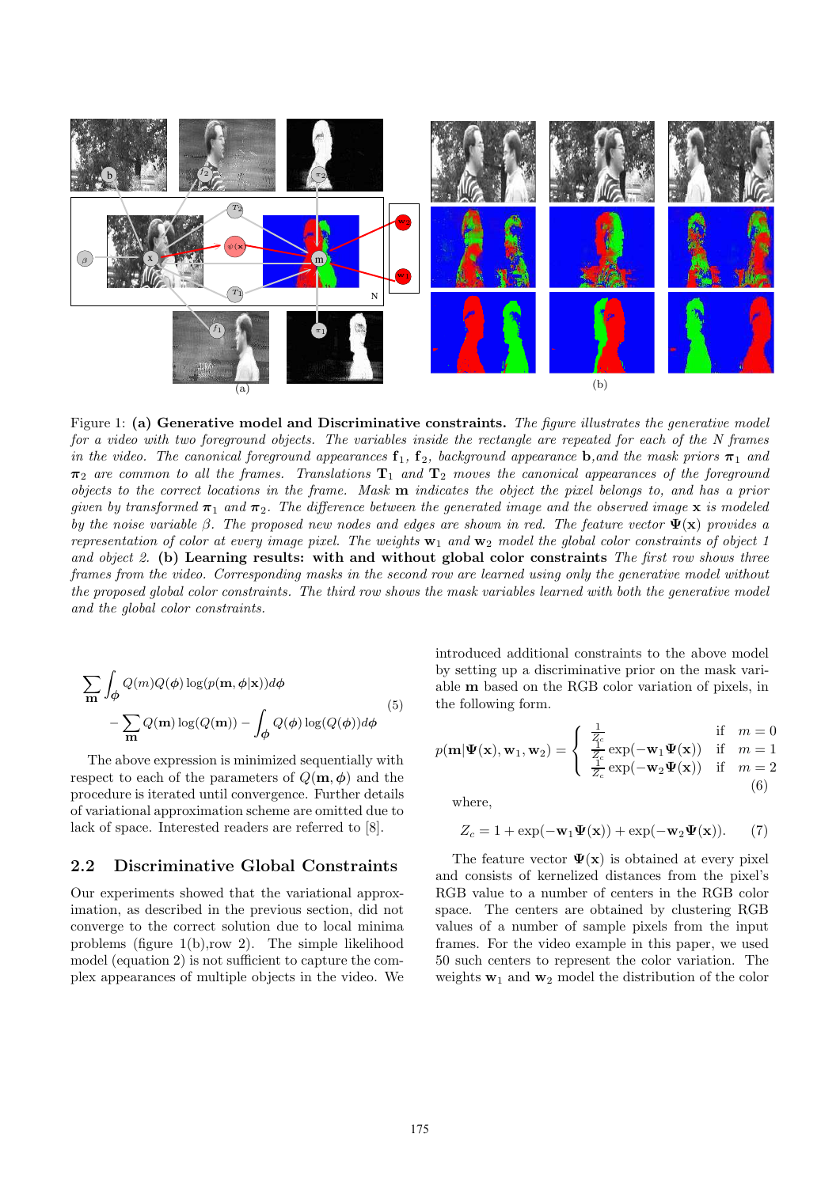Figure 1: **(a) Generative model and Discriminative constraints.** *The figure illustrates the generative model for a video with two foreground objects. The variables inside the rectangle are repeated for each of the N frames in the video. The canonical foreground appearances* $\mathbf{f}_1$, $\mathbf{f}_2$, *background appearance* $\mathbf{b}$,*and the mask priors* $\boldsymbol{\pi}_1$ *and* $\boldsymbol{\pi}_2$ *are common to all the frames. Translations* $\mathbf{T}_1$ *and* $\mathbf{T}_2$ *moves the canonical appearances of the foreground objects to the correct locations in the frame. Mask* $\mathbf{m}$ *indicates the object the pixel belongs to, and has a prior given by transformed* $\boldsymbol{\pi}_1$ *and* $\boldsymbol{\pi}_2$. *The difference between the generated image and the observed image* $\mathbf{x}$ *is modeled by the noise variable* $\beta$. *The proposed new nodes and edges are shown in red. The feature vector* $\boldsymbol{\Psi}(\mathbf{x})$ *provides a representation of color at every image pixel. The weights* $\mathbf{w}_1$ *and* $\mathbf{w}_2$ *model the global color constraints of object 1 and object 2.* **(b) Learning results: with and without global color constraints** *The first row shows three frames from the video. Corresponding masks in the second row are learned using only the generative model without the proposed global color constraints. The third row shows the mask variables learned with both the generative model and the global color constraints.*

$$\sum_{\mathbf{m}} \int_{\phi} Q(m)Q(\phi)\log(p(\mathbf{m},\phi|\mathbf{x}))d\phi - \sum_{\mathbf{m}} Q(\mathbf{m})\log(Q(\mathbf{m})) - \int_{\phi} Q(\phi)\log(Q(\phi))d\phi \tag{5}$$

The above expression is minimized sequentially with respect to each of the parameters of $Q(\mathbf{m},\phi)$ and the procedure is iterated until convergence. Further details of variational approximation scheme are omitted due to lack of space. Interested readers are referred to [8].

## 2.2 Discriminative Global Constraints

Our experiments showed that the variational approximation, as described in the previous section, did not converge to the correct solution due to local minima problems (figure 1(b),row 2). The simple likelihood model (equation 2) is not sufficient to capture the complex appearances of multiple objects in the video. We introduced additional constraints to the above model by setting up a discriminative prior on the mask variable $\mathbf{m}$ based on the RGB color variation of pixels, in the following form.

$$p(\mathbf{m}|\boldsymbol{\Psi}(\mathbf{x}),\mathbf{w}_1,\mathbf{w}_2) = \begin{cases} \frac{1}{Z_c} & \text{if} \quad m=0 \\ \frac{1}{Z_c}\exp(-\mathbf{w}_1\boldsymbol{\Psi}(\mathbf{x})) & \text{if} \quad m=1 \\ \frac{1}{Z_c}\exp(-\mathbf{w}_2\boldsymbol{\Psi}(\mathbf{x})) & \text{if} \quad m=2 \end{cases} \tag{6}$$

where,

$$Z_c = 1+\exp(-\mathbf{w}_1\boldsymbol{\Psi}(\mathbf{x}))+\exp(-\mathbf{w}_2\boldsymbol{\Psi}(\mathbf{x})). \tag{7}$$

The feature vector $\boldsymbol{\Psi}(\mathbf{x})$ is obtained at every pixel and consists of kernelized distances from the pixel's RGB value to a number of centers in the RGB color space. The centers are obtained by clustering RGB values of a number of sample pixels from the input frames. For the video example in this paper, we used 50 such centers to represent the color variation. The weights $\mathbf{w}_1$ and $\mathbf{w}_2$ model the distribution of the color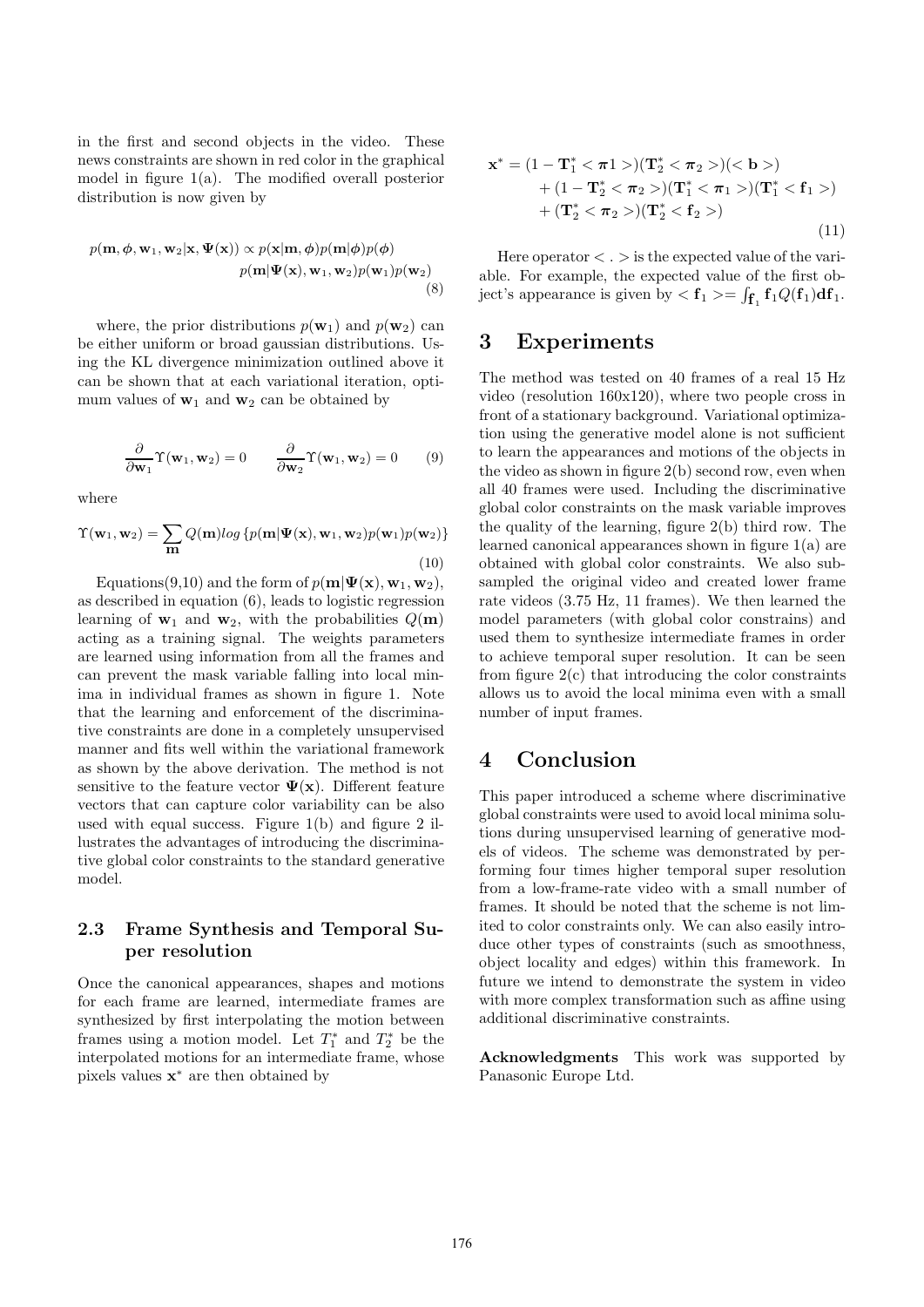in the first and second objects in the video. These news constraints are shown in red color in the graphical model in figure 1(a). The modified overall posterior distribution is now given by

$$p(\mathbf{m}, \boldsymbol{\phi}, \mathbf{w}_1, \mathbf{w}_2 | \mathbf{x}, \boldsymbol{\Psi}(\mathbf{x})) \propto p(\mathbf{x}|\mathbf{m}, \boldsymbol{\phi}) p(\mathbf{m}|\boldsymbol{\phi}) p(\boldsymbol{\phi}) \\ p(\mathbf{m}|\boldsymbol{\Psi}(\mathbf{x}), \mathbf{w}_1, \mathbf{w}_2) p(\mathbf{w}_1) p(\mathbf{w}_2) \tag{8}$$

where, the prior distributions $p(\mathbf{w}_1)$ and $p(\mathbf{w}_2)$ can be either uniform or broad gaussian distributions. Using the KL divergence minimization outlined above it can be shown that at each variational iteration, optimum values of $\mathbf{w}_1$ and $\mathbf{w}_2$ can be obtained by

$$\frac{\partial}{\partial \mathbf{w}_1} \Upsilon(\mathbf{w}_1, \mathbf{w}_2) = 0 \qquad \frac{\partial}{\partial \mathbf{w}_2} \Upsilon(\mathbf{w}_1, \mathbf{w}_2) = 0 \tag{9}$$

where

$$\Upsilon(\mathbf{w}_1, \mathbf{w}_2) = \sum_{\mathbf{m}} Q(\mathbf{m}) log \left\{ p(\mathbf{m}|\boldsymbol{\Psi}(\mathbf{x}), \mathbf{w}_1, \mathbf{w}_2) p(\mathbf{w}_1) p(\mathbf{w}_2) \right\} \tag{10}$$

Equations(9,10) and the form of $p(\mathbf{m}|\boldsymbol{\Psi}(\mathbf{x}), \mathbf{w}_1, \mathbf{w}_2)$, as described in equation (6), leads to logistic regression learning of $\mathbf{w}_1$ and $\mathbf{w}_2$, with the probabilities $Q(\mathbf{m})$ acting as a training signal. The weights parameters are learned using information from all the frames and can prevent the mask variable falling into local minima in individual frames as shown in figure 1. Note that the learning and enforcement of the discriminative constraints are done in a completely unsupervised manner and fits well within the variational framework as shown by the above derivation. The method is not sensitive to the feature vector $\boldsymbol{\Psi}(\mathbf{x})$. Different feature vectors that can capture color variability can be also used with equal success. Figure 1(b) and figure 2 illustrates the advantages of introducing the discriminative global color constraints to the standard generative model.

### 2.3 Frame Synthesis and Temporal Super resolution

Once the canonical appearances, shapes and motions for each frame are learned, intermediate frames are synthesized by first interpolating the motion between frames using a motion model. Let $T_1^*$ and $T_2^*$ be the interpolated motions for an intermediate frame, whose pixels values $\mathbf{x}^*$ are then obtained by

$$\begin{aligned}
\mathbf{x}^* = & (1 - \mathbf{T}_1^* < \boldsymbol{\pi} 1 >)(\mathbf{T}_2^* < \boldsymbol{\pi}_2 >)(< \mathbf{b} >) \\
& + (1 - \mathbf{T}_2^* < \boldsymbol{\pi}_2 >)(\mathbf{T}_1^* < \boldsymbol{\pi}_1 >)(\mathbf{T}_1^* < \mathbf{f}_1 >) \\
& + (\mathbf{T}_2^* < \boldsymbol{\pi}_2 >)(\mathbf{T}_2^* < \mathbf{f}_2 >)
\end{aligned} \tag{11}$$

Here operator $< . >$ is the expected value of the variable. For example, the expected value of the first object's appearance is given by $< \mathbf{f}_1 >= \int_{\mathbf{f}_1} \mathbf{f}_1 Q(\mathbf{f}_1) \mathbf{d}\mathbf{f}_1$.

## 3 Experiments

The method was tested on 40 frames of a real 15 Hz video (resolution 160x120), where two people cross in front of a stationary background. Variational optimization using the generative model alone is not sufficient to learn the appearances and motions of the objects in the video as shown in figure 2(b) second row, even when all 40 frames were used. Including the discriminative global color constraints on the mask variable improves the quality of the learning, figure 2(b) third row. The learned canonical appearances shown in figure 1(a) are obtained with global color constraints. We also subsampled the original video and created lower frame rate videos (3.75 Hz, 11 frames). We then learned the model parameters (with global color constrains) and used them to synthesize intermediate frames in order to achieve temporal super resolution. It can be seen from figure 2(c) that introducing the color constraints allows us to avoid the local minima even with a small number of input frames.

## 4 Conclusion

This paper introduced a scheme where discriminative global constraints were used to avoid local minima solutions during unsupervised learning of generative models of videos. The scheme was demonstrated by performing four times higher temporal super resolution from a low-frame-rate video with a small number of frames. It should be noted that the scheme is not limited to color constraints only. We can also easily introduce other types of constraints (such as smoothness, object locality and edges) within this framework. In future we intend to demonstrate the system in video with more complex transformation such as affine using additional discriminative constraints.

**Acknowledgments** This work was supported by Panasonic Europe Ltd.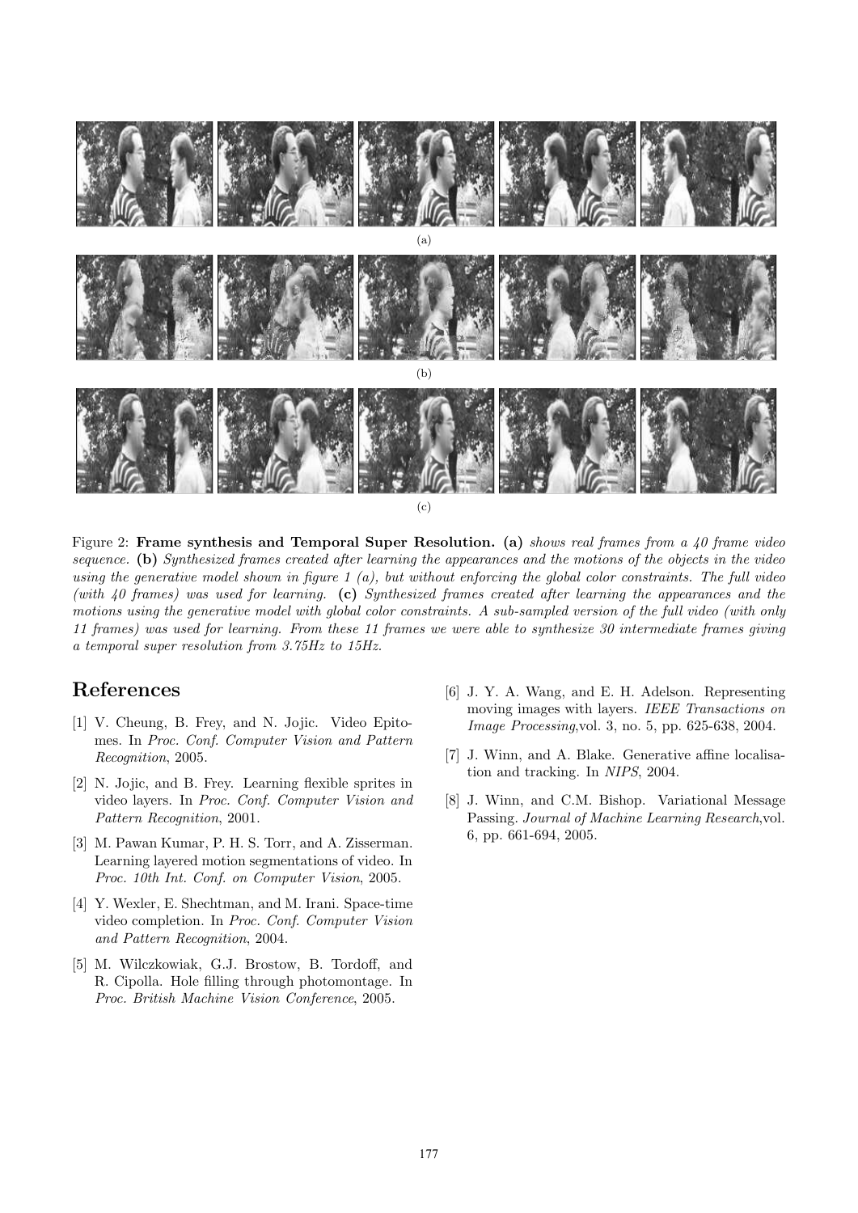(a)

(b)

(c)

Figure 2: **Frame synthesis and Temporal Super Resolution. (a)** *shows real frames from a 40 frame video sequence.* **(b)** *Synthesized frames created after learning the appearances and the motions of the objects in the video using the generative model shown in figure 1 (a), but without enforcing the global color constraints. The full video (with 40 frames) was used for learning.* **(c)** *Synthesized frames created after learning the appearances and the motions using the generative model with global color constraints. A sub-sampled version of the full video (with only 11 frames) was used for learning. From these 11 frames we were able to synthesize 30 intermediate frames giving a temporal super resolution from 3.75Hz to 15Hz.*

## References

[1] V. Cheung, B. Frey, and N. Jojic. Video Epitomes. In *Proc. Conf. Computer Vision and Pattern Recognition*, 2005.

[2] N. Jojic, and B. Frey. Learning flexible sprites in video layers. In *Proc. Conf. Computer Vision and Pattern Recognition*, 2001.

[3] M. Pawan Kumar, P. H. S. Torr, and A. Zisserman. Learning layered motion segmentations of video. In *Proc. 10th Int. Conf. on Computer Vision*, 2005.

[4] Y. Wexler, E. Shechtman, and M. Irani. Space-time video completion. In *Proc. Conf. Computer Vision and Pattern Recognition*, 2004.

[5] M. Wilczkowiak, G.J. Brostow, B. Tordoff, and R. Cipolla. Hole filling through photomontage. In *Proc. British Machine Vision Conference*, 2005.

[6] J. Y. A. Wang, and E. H. Adelson. Representing moving images with layers. *IEEE Transactions on Image Processing*,vol. 3, no. 5, pp. 625-638, 2004.

[7] J. Winn, and A. Blake. Generative affine localisation and tracking. In *NIPS*, 2004.

[8] J. Winn, and C.M. Bishop. Variational Message Passing. *Journal of Machine Learning Research*,vol. 6, pp. 661-694, 2005.